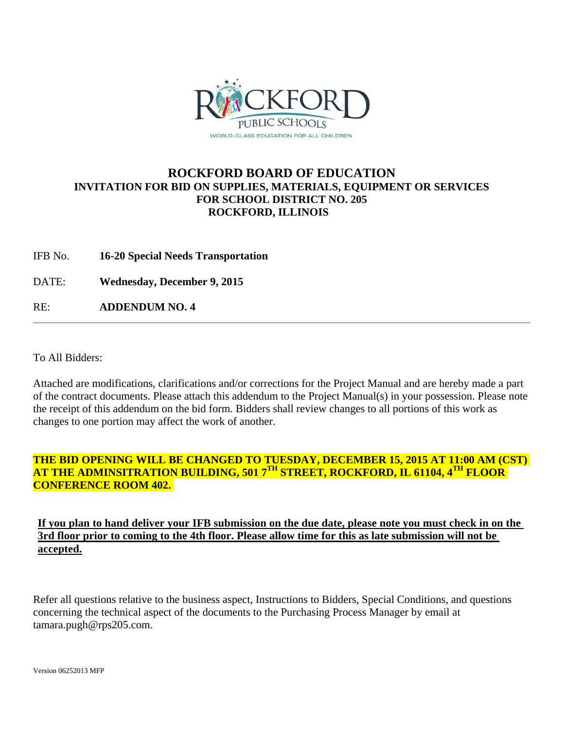# ROCKFORD BOARD OF EDUCATION

## INVITATION FOR BID ON SUPPLIES, MATERIALS, EQUIPMENT OR SERVICES FOR SCHOOL DISTRICT NO. 205 ROCKFORD, ILLINOIS

IFB No. **16-20 Special Needs Transportation**

DATE: **Wednesday, December 9, 2015**

RE: **ADDENDUM NO. 4**

---

To All Bidders:

Attached are modifications, clarifications and/or corrections for the Project Manual and are hereby made a part of the contract documents. Please attach this addendum to the Project Manual(s) in your possession. Please note the receipt of this addendum on the bid form. Bidders shall review changes to all portions of this work as changes to one portion may affect the work of another.

**THE BID OPENING WILL BE CHANGED TO TUESDAY, DECEMBER 15, 2015 AT 11:00 AM (CST) AT THE ADMINSITRATION BUILDING, 501 7TH STREET, ROCKFORD, IL 61104, 4TH FLOOR CONFERENCE ROOM 402.**

**If you plan to hand deliver your IFB submission on the due date, please note you must check in on the 3rd floor prior to coming to the 4th floor. Please allow time for this as late submission will not be accepted.**

Refer all questions relative to the business aspect, Instructions to Bidders, Special Conditions, and questions concerning the technical aspect of the documents to the Purchasing Process Manager by email at tamara.pugh@rps205.com.

Version 06252013 MFP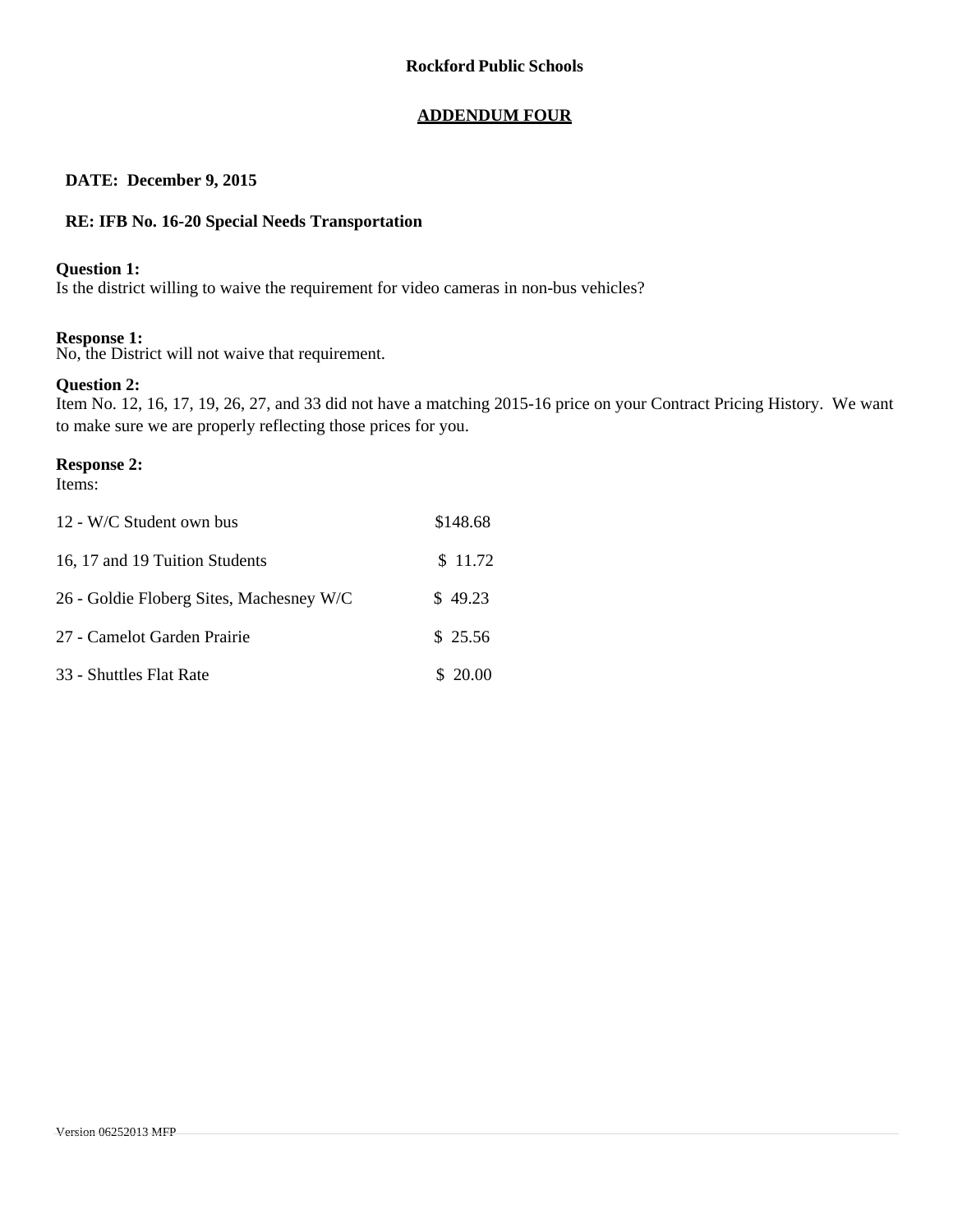**Rockford Public Schools**

**ADDENDUM FOUR**

**DATE: December 9, 2015**

**RE: IFB No. 16-20 Special Needs Transportation**

**Question 1:**
Is the district willing to waive the requirement for video cameras in non-bus vehicles?

**Response 1:**
No, the District will not waive that requirement.

**Question 2:**
Item No. 12, 16, 17, 19, 26, 27, and 33 did not have a matching 2015-16 price on your Contract Pricing History. We want to make sure we are properly reflecting those prices for you.

**Response 2:**
Items:

| | |
|---|---|
| 12 - W/C Student own bus | $148.68 |
| 16, 17 and 19 Tuition Students | $ 11.72 |
| 26 - Goldie Floberg Sites, Machesney W/C | $ 49.23 |
| 27 - Camelot Garden Prairie | $ 25.56 |
| 33 - Shuttles Flat Rate | $ 20.00 |